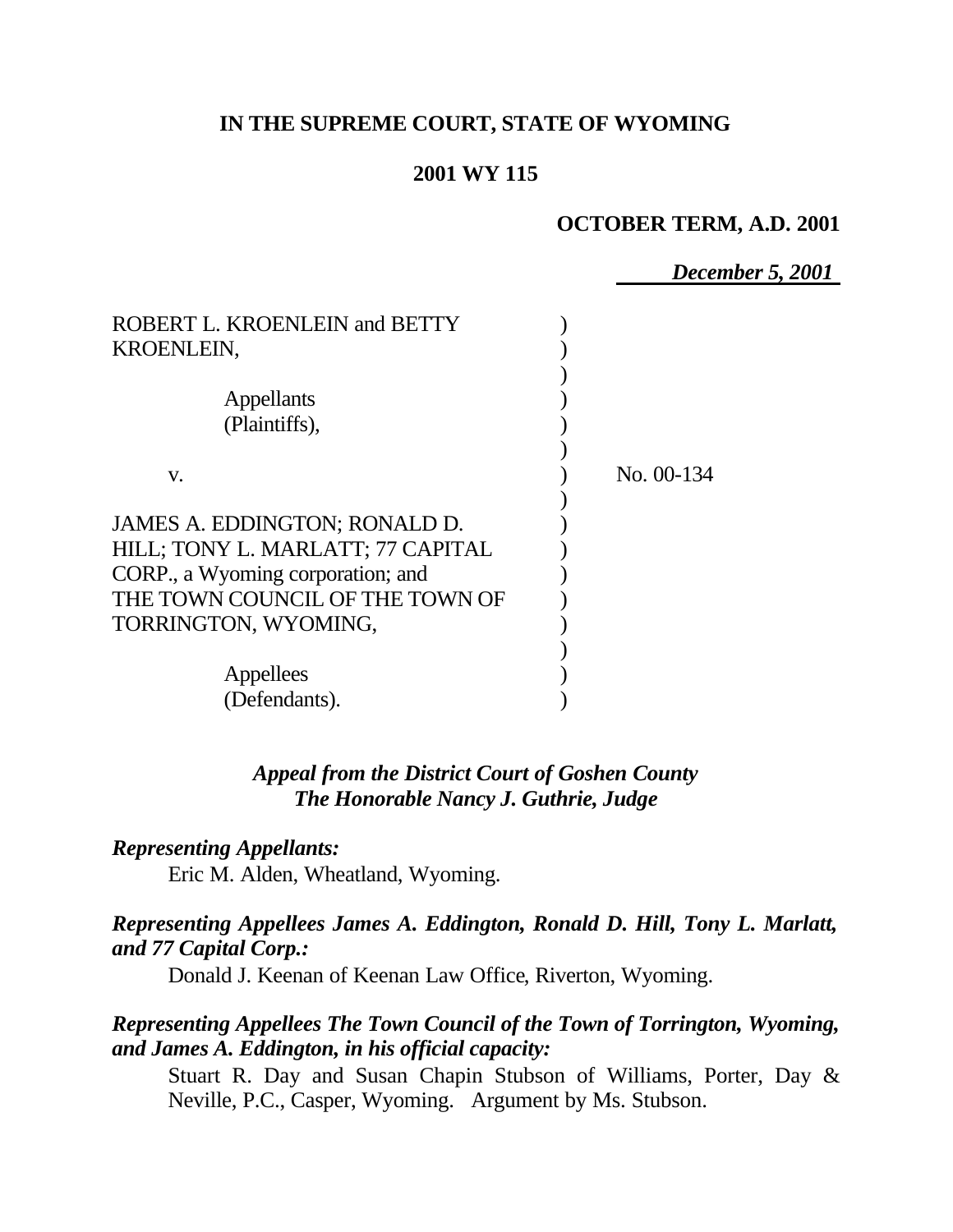**IN THE SUPREME COURT, STATE OF WYOMING**

**2001 WY 115**

**OCTOBER TERM, A.D. 2001**

***December 5, 2001***

ROBERT L. KROENLEIN and BETTY KROENLEIN,

Appellants (Plaintiffs),

v.

No. 00-134

JAMES A. EDDINGTON; RONALD D. HILL; TONY L. MARLATT; 77 CAPITAL CORP., a Wyoming corporation; and THE TOWN COUNCIL OF THE TOWN OF TORRINGTON, WYOMING,

Appellees (Defendants).

***Appeal from the District Court of Goshen County***
***The Honorable Nancy J. Guthrie, Judge***

***Representing Appellants:***

Eric M. Alden, Wheatland, Wyoming.

***Representing Appellees James A. Eddington, Ronald D. Hill, Tony L. Marlatt, and 77 Capital Corp.:***

Donald J. Keenan of Keenan Law Office, Riverton, Wyoming.

***Representing Appellees The Town Council of the Town of Torrington, Wyoming, and James A. Eddington, in his official capacity:***

Stuart R. Day and Susan Chapin Stubson of Williams, Porter, Day & Neville, P.C., Casper, Wyoming. Argument by Ms. Stubson.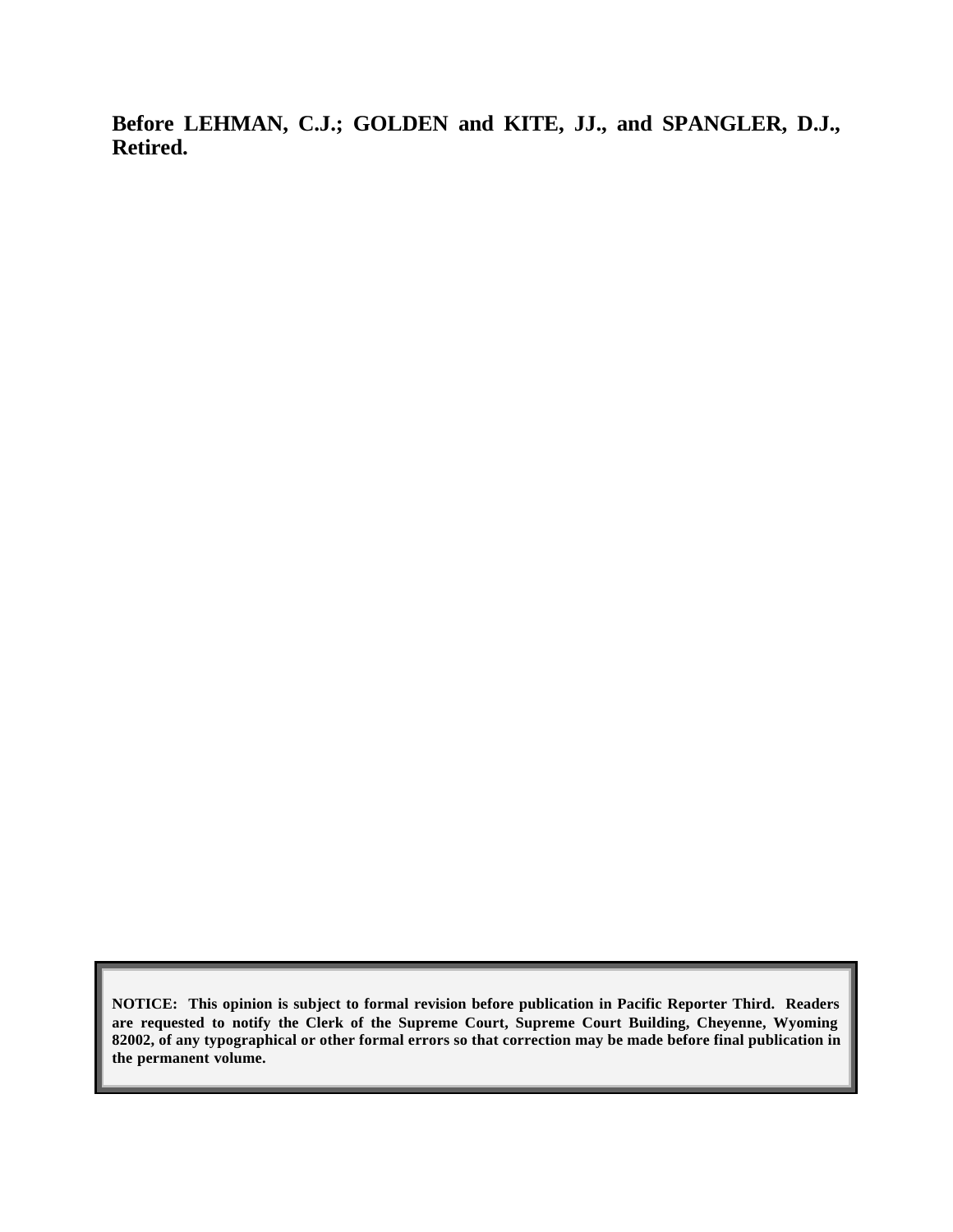**Before LEHMAN, C.J.; GOLDEN and KITE, JJ., and SPANGLER, D.J., Retired.**

**NOTICE: This opinion is subject to formal revision before publication in Pacific Reporter Third. Readers are requested to notify the Clerk of the Supreme Court, Supreme Court Building, Cheyenne, Wyoming 82002, of any typographical or other formal errors so that correction may be made before final publication in the permanent volume.**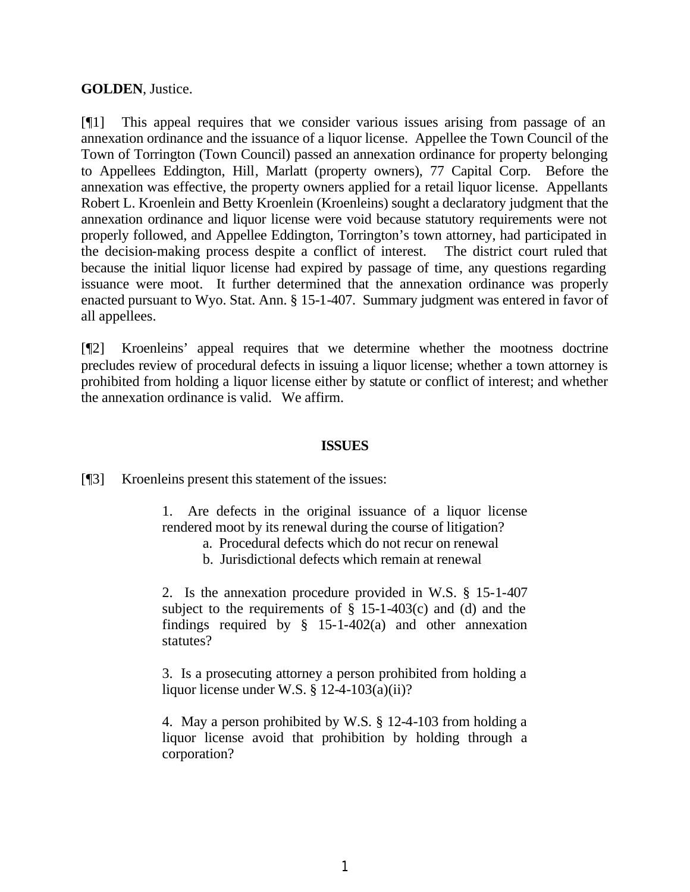**GOLDEN**, Justice.

[¶1] This appeal requires that we consider various issues arising from passage of an annexation ordinance and the issuance of a liquor license. Appellee the Town Council of the Town of Torrington (Town Council) passed an annexation ordinance for property belonging to Appellees Eddington, Hill, Marlatt (property owners), 77 Capital Corp. Before the annexation was effective, the property owners applied for a retail liquor license. Appellants Robert L. Kroenlein and Betty Kroenlein (Kroenleins) sought a declaratory judgment that the annexation ordinance and liquor license were void because statutory requirements were not properly followed, and Appellee Eddington, Torrington's town attorney, had participated in the decision-making process despite a conflict of interest. The district court ruled that because the initial liquor license had expired by passage of time, any questions regarding issuance were moot. It further determined that the annexation ordinance was properly enacted pursuant to Wyo. Stat. Ann. § 15-1-407. Summary judgment was entered in favor of all appellees.

[¶2] Kroenleins' appeal requires that we determine whether the mootness doctrine precludes review of procedural defects in issuing a liquor license; whether a town attorney is prohibited from holding a liquor license either by statute or conflict of interest; and whether the annexation ordinance is valid. We affirm.

## ISSUES

[¶3] Kroenleins present this statement of the issues:

> 1. Are defects in the original issuance of a liquor license rendered moot by its renewal during the course of litigation?
>
> a. Procedural defects which do not recur on renewal
>
> b. Jurisdictional defects which remain at renewal
>
> 2. Is the annexation procedure provided in W.S. § 15-1-407 subject to the requirements of § 15-1-403(c) and (d) and the findings required by § 15-1-402(a) and other annexation statutes?
>
> 3. Is a prosecuting attorney a person prohibited from holding a liquor license under W.S. § 12-4-103(a)(ii)?
>
> 4. May a person prohibited by W.S. § 12-4-103 from holding a liquor license avoid that prohibition by holding through a corporation?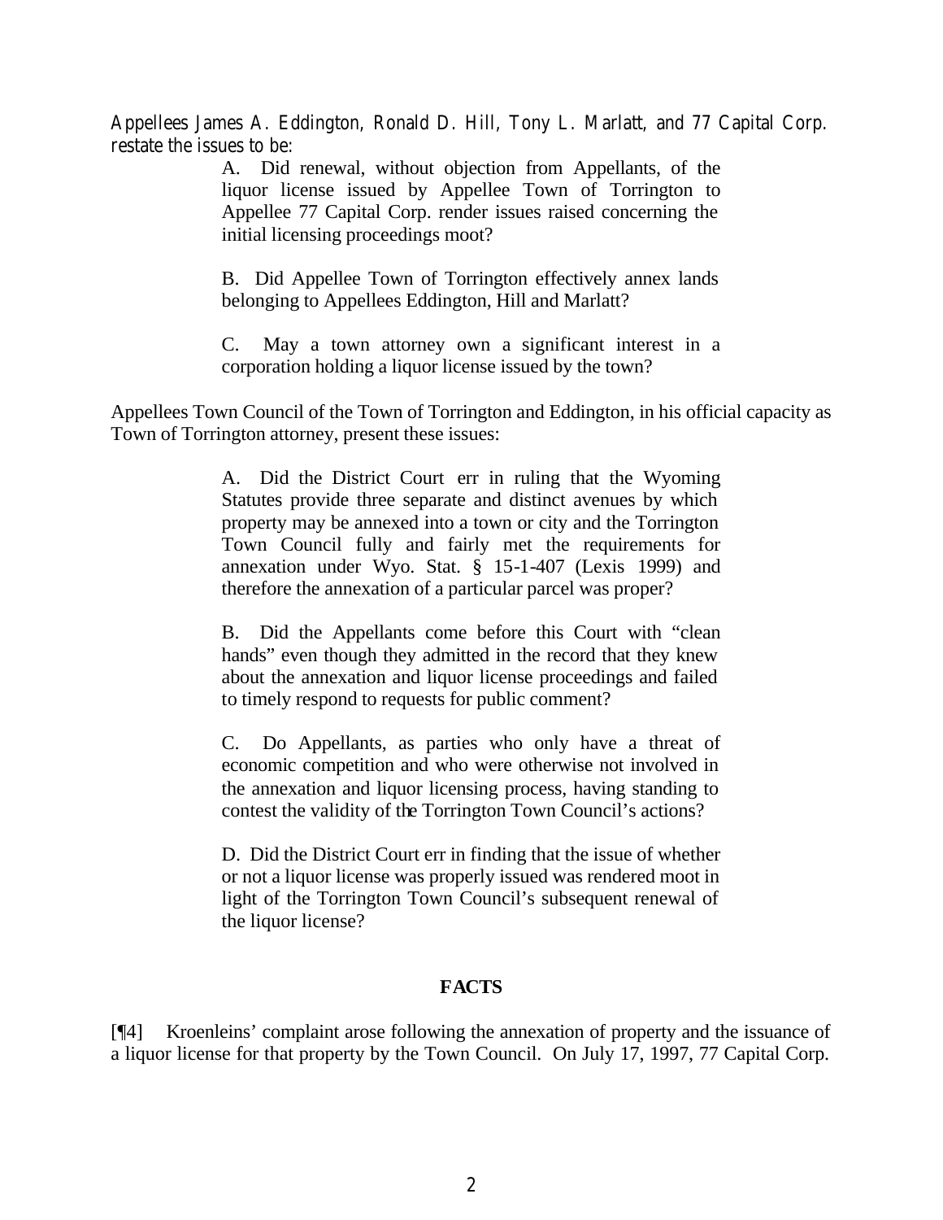Appellees James A. Eddington, Ronald D. Hill, Tony L. Marlatt, and 77 Capital Corp. restate the issues to be:

> A. Did renewal, without objection from Appellants, of the liquor license issued by Appellee Town of Torrington to Appellee 77 Capital Corp. render issues raised concerning the initial licensing proceedings moot?
>
> B. Did Appellee Town of Torrington effectively annex lands belonging to Appellees Eddington, Hill and Marlatt?
>
> C. May a town attorney own a significant interest in a corporation holding a liquor license issued by the town?

Appellees Town Council of the Town of Torrington and Eddington, in his official capacity as Town of Torrington attorney, present these issues:

> A. Did the District Court err in ruling that the Wyoming Statutes provide three separate and distinct avenues by which property may be annexed into a town or city and the Torrington Town Council fully and fairly met the requirements for annexation under Wyo. Stat. § 15-1-407 (Lexis 1999) and therefore the annexation of a particular parcel was proper?
>
> B. Did the Appellants come before this Court with "clean hands" even though they admitted in the record that they knew about the annexation and liquor license proceedings and failed to timely respond to requests for public comment?
>
> C. Do Appellants, as parties who only have a threat of economic competition and who were otherwise not involved in the annexation and liquor licensing process, having standing to contest the validity of the Torrington Town Council's actions?
>
> D. Did the District Court err in finding that the issue of whether or not a liquor license was properly issued was rendered moot in light of the Torrington Town Council's subsequent renewal of the liquor license?

## FACTS

[¶4] Kroenleins' complaint arose following the annexation of property and the issuance of a liquor license for that property by the Town Council. On July 17, 1997, 77 Capital Corp.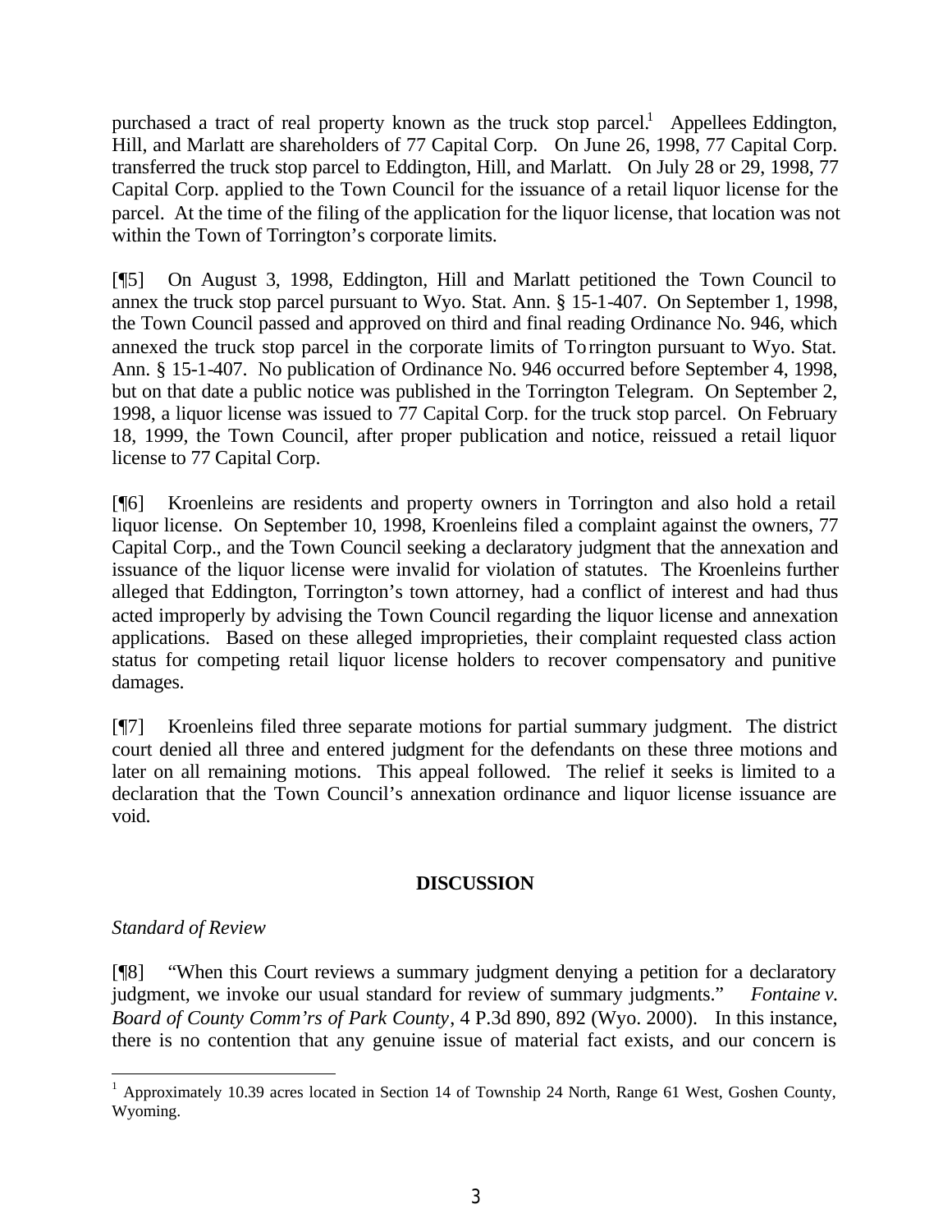purchased a tract of real property known as the truck stop parcel.[1] Appellees Eddington, Hill, and Marlatt are shareholders of 77 Capital Corp. On June 26, 1998, 77 Capital Corp. transferred the truck stop parcel to Eddington, Hill, and Marlatt. On July 28 or 29, 1998, 77 Capital Corp. applied to the Town Council for the issuance of a retail liquor license for the parcel. At the time of the filing of the application for the liquor license, that location was not within the Town of Torrington's corporate limits.

[¶5] On August 3, 1998, Eddington, Hill and Marlatt petitioned the Town Council to annex the truck stop parcel pursuant to Wyo. Stat. Ann. § 15-1-407. On September 1, 1998, the Town Council passed and approved on third and final reading Ordinance No. 946, which annexed the truck stop parcel in the corporate limits of Torrington pursuant to Wyo. Stat. Ann. § 15-1-407. No publication of Ordinance No. 946 occurred before September 4, 1998, but on that date a public notice was published in the Torrington Telegram. On September 2, 1998, a liquor license was issued to 77 Capital Corp. for the truck stop parcel. On February 18, 1999, the Town Council, after proper publication and notice, reissued a retail liquor license to 77 Capital Corp.

[¶6] Kroenleins are residents and property owners in Torrington and also hold a retail liquor license. On September 10, 1998, Kroenleins filed a complaint against the owners, 77 Capital Corp., and the Town Council seeking a declaratory judgment that the annexation and issuance of the liquor license were invalid for violation of statutes. The Kroenleins further alleged that Eddington, Torrington's town attorney, had a conflict of interest and had thus acted improperly by advising the Town Council regarding the liquor license and annexation applications. Based on these alleged improprieties, their complaint requested class action status for competing retail liquor license holders to recover compensatory and punitive damages.

[¶7] Kroenleins filed three separate motions for partial summary judgment. The district court denied all three and entered judgment for the defendants on these three motions and later on all remaining motions. This appeal followed. The relief it seeks is limited to a declaration that the Town Council's annexation ordinance and liquor license issuance are void.

**DISCUSSION**

*Standard of Review*

[¶8] "When this Court reviews a summary judgment denying a petition for a declaratory judgment, we invoke our usual standard for review of summary judgments." *Fontaine v. Board of County Comm'rs of Park County*, 4 P.3d 890, 892 (Wyo. 2000). In this instance, there is no contention that any genuine issue of material fact exists, and our concern is

[1] Approximately 10.39 acres located in Section 14 of Township 24 North, Range 61 West, Goshen County, Wyoming.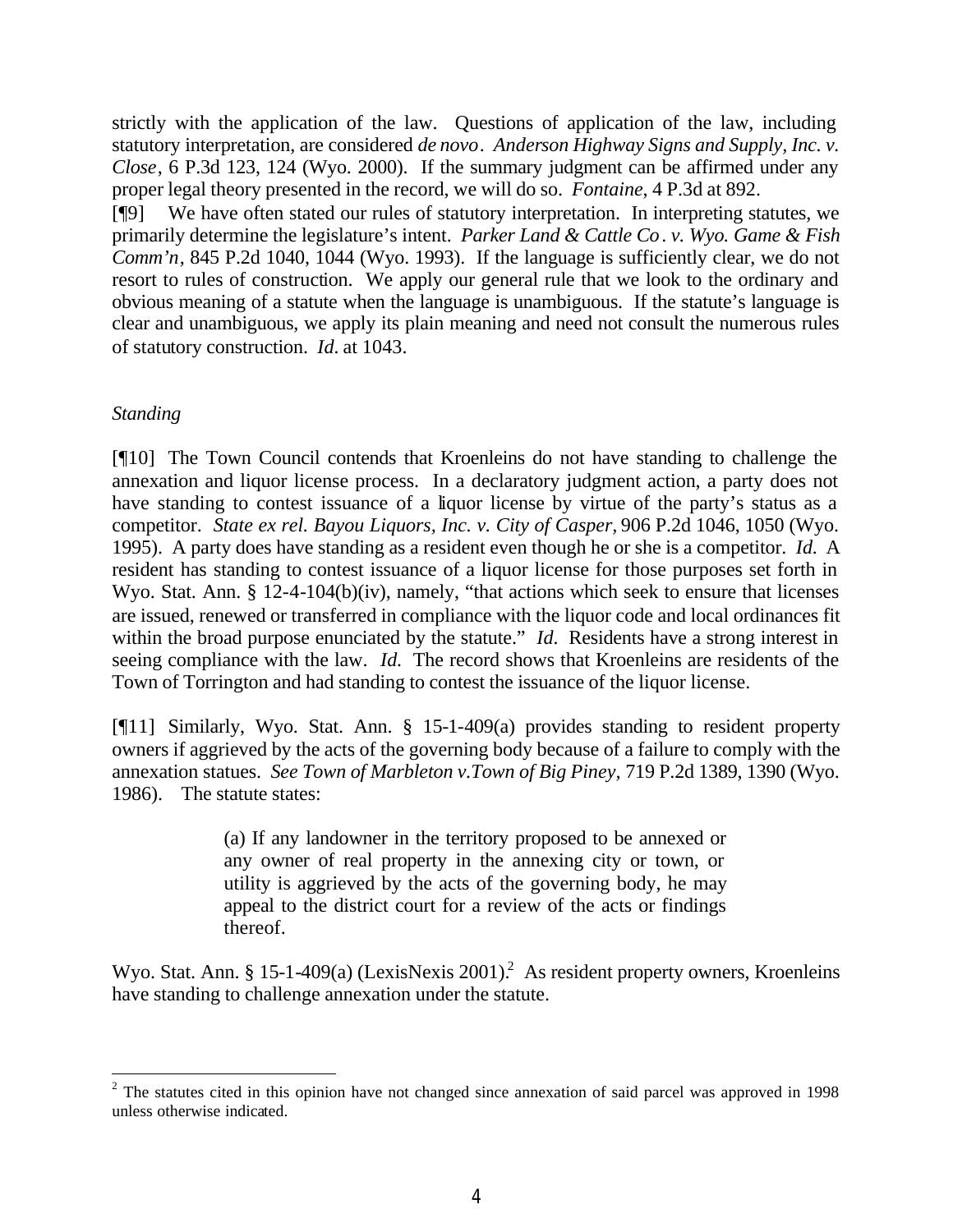strictly with the application of the law. Questions of application of the law, including statutory interpretation, are considered *de novo*. *Anderson Highway Signs and Supply, Inc. v. Close*, 6 P.3d 123, 124 (Wyo. 2000). If the summary judgment can be affirmed under any proper legal theory presented in the record, we will do so. *Fontaine*, 4 P.3d at 892.

[¶9] We have often stated our rules of statutory interpretation. In interpreting statutes, we primarily determine the legislature's intent. *Parker Land & Cattle Co. v. Wyo. Game & Fish Comm'n*, 845 P.2d 1040, 1044 (Wyo. 1993). If the language is sufficiently clear, we do not resort to rules of construction. We apply our general rule that we look to the ordinary and obvious meaning of a statute when the language is unambiguous. If the statute's language is clear and unambiguous, we apply its plain meaning and need not consult the numerous rules of statutory construction. *Id.* at 1043.

*Standing*

[¶10] The Town Council contends that Kroenleins do not have standing to challenge the annexation and liquor license process. In a declaratory judgment action, a party does not have standing to contest issuance of a liquor license by virtue of the party's status as a competitor. *State ex rel. Bayou Liquors, Inc. v. City of Casper,* 906 P.2d 1046, 1050 (Wyo. 1995). A party does have standing as a resident even though he or she is a competitor. *Id.* A resident has standing to contest issuance of a liquor license for those purposes set forth in Wyo. Stat. Ann. § 12-4-104(b)(iv), namely, "that actions which seek to ensure that licenses are issued, renewed or transferred in compliance with the liquor code and local ordinances fit within the broad purpose enunciated by the statute." *Id.* Residents have a strong interest in seeing compliance with the law. *Id.* The record shows that Kroenleins are residents of the Town of Torrington and had standing to contest the issuance of the liquor license.

[¶11] Similarly, Wyo. Stat. Ann. § 15-1-409(a) provides standing to resident property owners if aggrieved by the acts of the governing body because of a failure to comply with the annexation statues. *See Town of Marbleton v.Town of Big Piney,* 719 P.2d 1389, 1390 (Wyo. 1986). The statute states:

> (a) If any landowner in the territory proposed to be annexed or any owner of real property in the annexing city or town, or utility is aggrieved by the acts of the governing body, he may appeal to the district court for a review of the acts or findings thereof.

Wyo. Stat. Ann. § 15-1-409(a) (LexisNexis 2001).[2] As resident property owners, Kroenleins have standing to challenge annexation under the statute.

---

[2] The statutes cited in this opinion have not changed since annexation of said parcel was approved in 1998 unless otherwise indicated.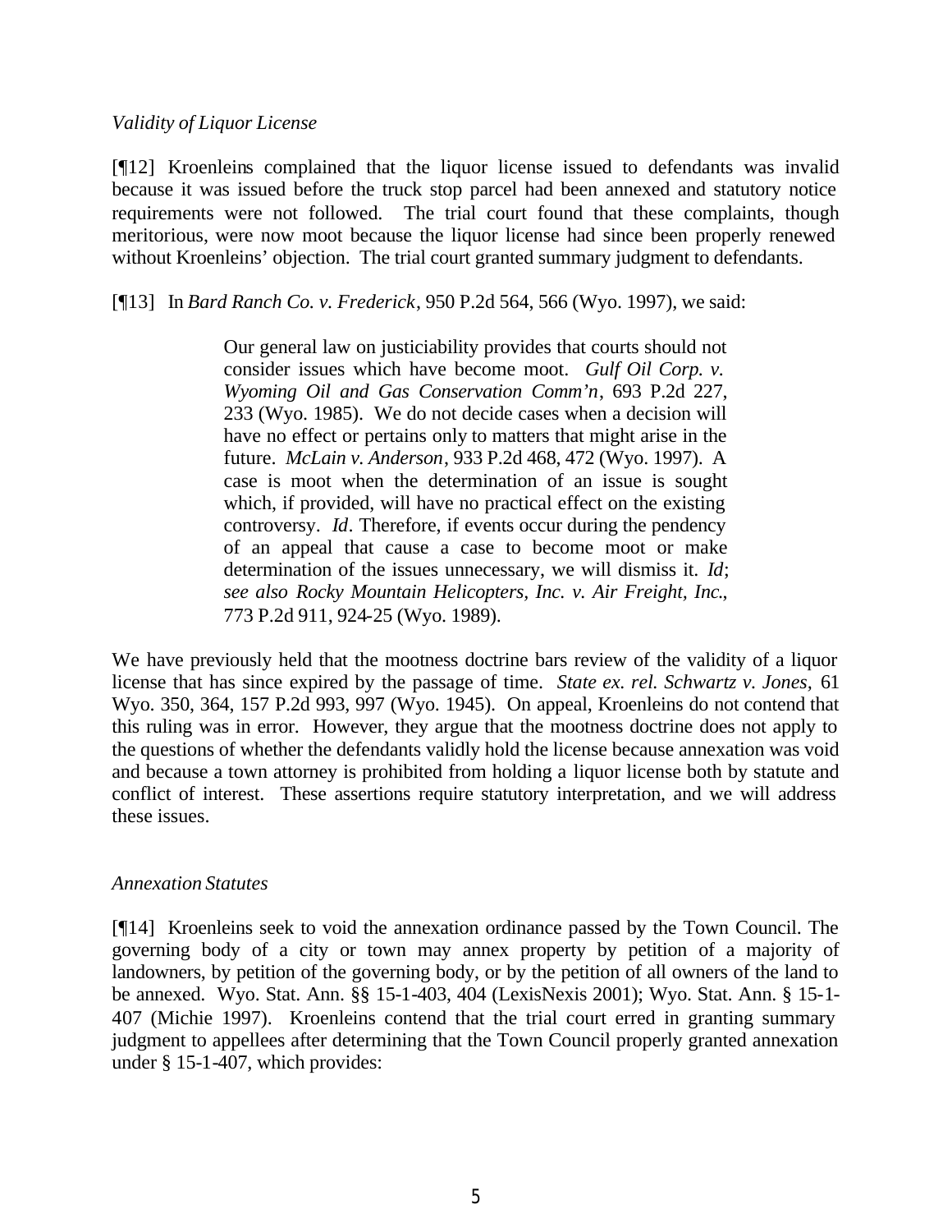*Validity of Liquor License*

[¶12] Kroenleins complained that the liquor license issued to defendants was invalid because it was issued before the truck stop parcel had been annexed and statutory notice requirements were not followed. The trial court found that these complaints, though meritorious, were now moot because the liquor license had since been properly renewed without Kroenleins' objection. The trial court granted summary judgment to defendants.

[¶13] In *Bard Ranch Co. v. Frederick*, 950 P.2d 564, 566 (Wyo. 1997), we said:

> Our general law on justiciability provides that courts should not consider issues which have become moot. *Gulf Oil Corp. v. Wyoming Oil and Gas Conservation Comm'n*, 693 P.2d 227, 233 (Wyo. 1985). We do not decide cases when a decision will have no effect or pertains only to matters that might arise in the future. *McLain v. Anderson*, 933 P.2d 468, 472 (Wyo. 1997). A case is moot when the determination of an issue is sought which, if provided, will have no practical effect on the existing controversy. *Id*. Therefore, if events occur during the pendency of an appeal that cause a case to become moot or make determination of the issues unnecessary, we will dismiss it. *Id*; *see also Rocky Mountain Helicopters, Inc. v. Air Freight, Inc.*, 773 P.2d 911, 924-25 (Wyo. 1989).

We have previously held that the mootness doctrine bars review of the validity of a liquor license that has since expired by the passage of time. *State ex. rel. Schwartz v. Jones,* 61 Wyo. 350, 364, 157 P.2d 993, 997 (Wyo. 1945). On appeal, Kroenleins do not contend that this ruling was in error. However, they argue that the mootness doctrine does not apply to the questions of whether the defendants validly hold the license because annexation was void and because a town attorney is prohibited from holding a liquor license both by statute and conflict of interest. These assertions require statutory interpretation, and we will address these issues.

*Annexation Statutes*

[¶14] Kroenleins seek to void the annexation ordinance passed by the Town Council. The governing body of a city or town may annex property by petition of a majority of landowners, by petition of the governing body, or by the petition of all owners of the land to be annexed. Wyo. Stat. Ann. §§ 15-1-403, 404 (LexisNexis 2001); Wyo. Stat. Ann. § 15-1-407 (Michie 1997). Kroenleins contend that the trial court erred in granting summary judgment to appellees after determining that the Town Council properly granted annexation under § 15-1-407, which provides: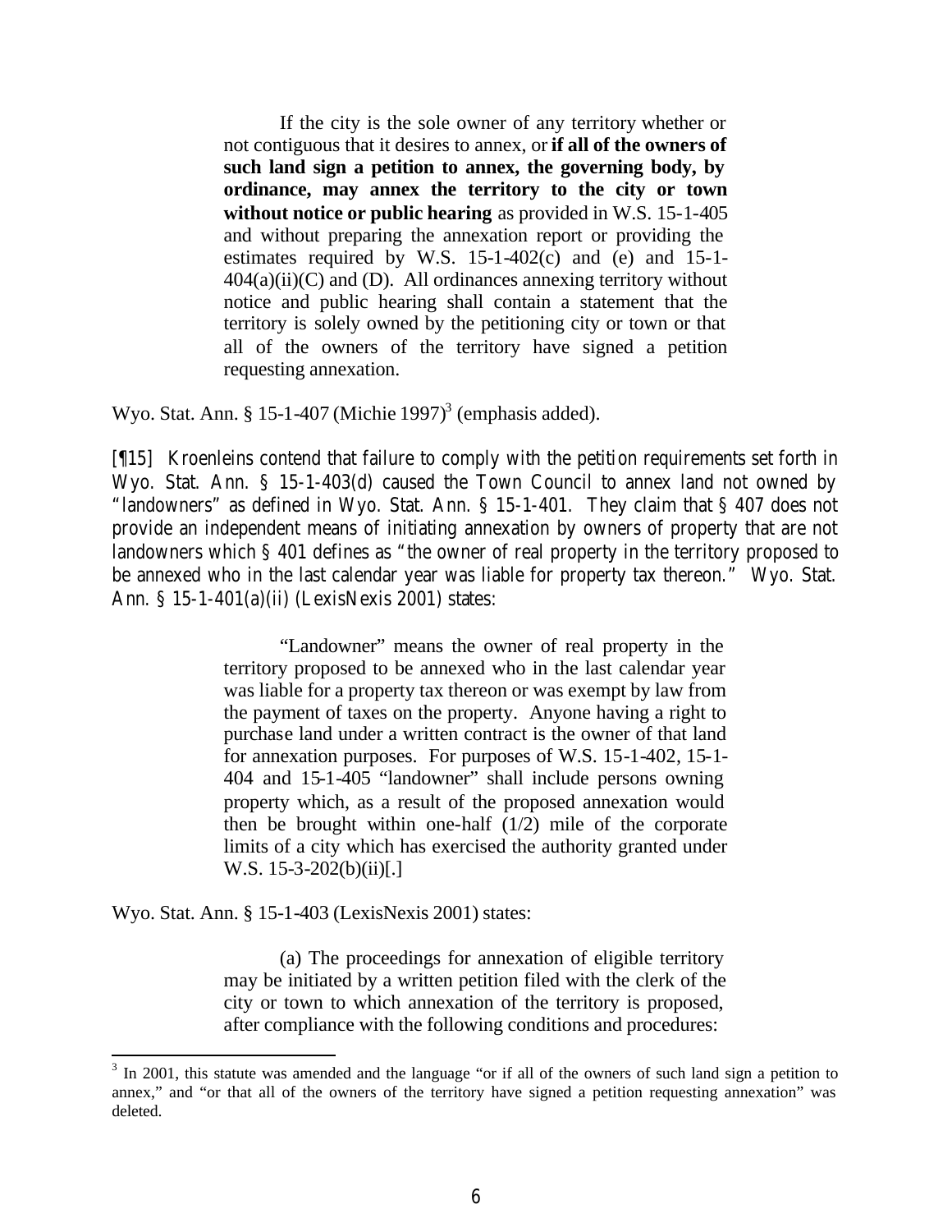> If the city is the sole owner of any territory whether or not contiguous that it desires to annex, or **if all of the owners of such land sign a petition to annex, the governing body, by ordinance, may annex the territory to the city or town without notice or public hearing** as provided in W.S. 15-1-405 and without preparing the annexation report or providing the estimates required by W.S. 15-1-402(c) and (e) and 15-1-404(a)(ii)(C) and (D). All ordinances annexing territory without notice and public hearing shall contain a statement that the territory is solely owned by the petitioning city or town or that all of the owners of the territory have signed a petition requesting annexation.

Wyo. Stat. Ann. § 15-1-407 (Michie 1997)[3] (emphasis added).

[¶15] Kroenleins contend that failure to comply with the petition requirements set forth in Wyo. Stat. Ann. § 15-1-403(d) caused the Town Council to annex land not owned by "landowners" as defined in Wyo. Stat. Ann. § 15-1-401. They claim that § 407 does not provide an independent means of initiating annexation by owners of property that are not landowners which § 401 defines as "the owner of real property in the territory proposed to be annexed who in the last calendar year was liable for property tax thereon." Wyo. Stat. Ann. § 15-1-401(a)(ii) (LexisNexis 2001) states:

> "Landowner" means the owner of real property in the territory proposed to be annexed who in the last calendar year was liable for a property tax thereon or was exempt by law from the payment of taxes on the property. Anyone having a right to purchase land under a written contract is the owner of that land for annexation purposes. For purposes of W.S. 15-1-402, 15-1-404 and 15-1-405 "landowner" shall include persons owning property which, as a result of the proposed annexation would then be brought within one-half (1/2) mile of the corporate limits of a city which has exercised the authority granted under W.S. 15-3-202(b)(ii)[.]

Wyo. Stat. Ann. § 15-1-403 (LexisNexis 2001) states:

> (a) The proceedings for annexation of eligible territory may be initiated by a written petition filed with the clerk of the city or town to which annexation of the territory is proposed, after compliance with the following conditions and procedures:

---

[3] In 2001, this statute was amended and the language "or if all of the owners of such land sign a petition to annex," and "or that all of the owners of the territory have signed a petition requesting annexation" was deleted.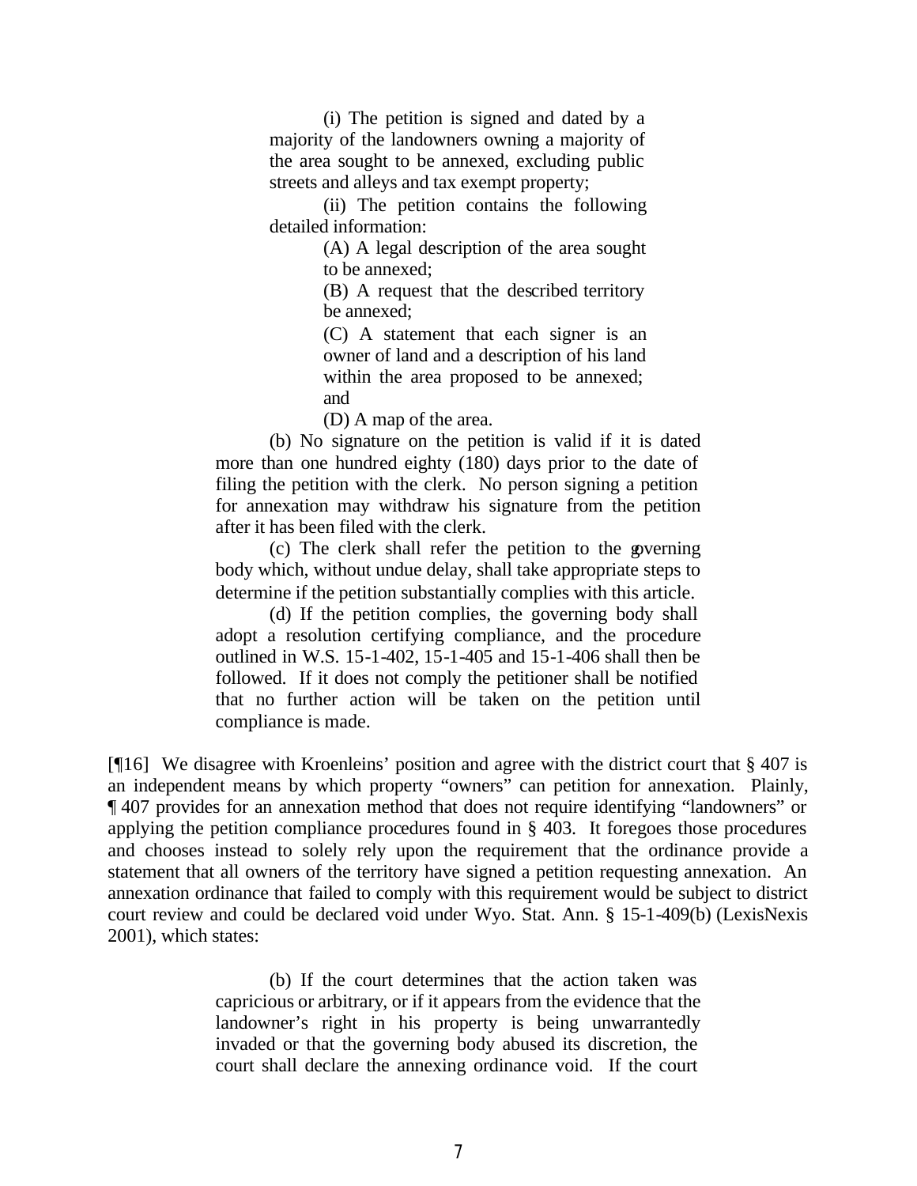> (i) The petition is signed and dated by a majority of the landowners owning a majority of the area sought to be annexed, excluding public streets and alleys and tax exempt property;
>
> (ii) The petition contains the following detailed information:
>
> > (A) A legal description of the area sought to be annexed;
> >
> > (B) A request that the described territory be annexed;
> >
> > (C) A statement that each signer is an owner of land and a description of his land within the area proposed to be annexed; and
> >
> > (D) A map of the area.
>
> (b) No signature on the petition is valid if it is dated more than one hundred eighty (180) days prior to the date of filing the petition with the clerk. No person signing a petition for annexation may withdraw his signature from the petition after it has been filed with the clerk.
>
> (c) The clerk shall refer the petition to the governing body which, without undue delay, shall take appropriate steps to determine if the petition substantially complies with this article.
>
> (d) If the petition complies, the governing body shall adopt a resolution certifying compliance, and the procedure outlined in W.S. 15-1-402, 15-1-405 and 15-1-406 shall then be followed. If it does not comply the petitioner shall be notified that no further action will be taken on the petition until compliance is made.

[¶16] We disagree with Kroenleins' position and agree with the district court that § 407 is an independent means by which property "owners" can petition for annexation. Plainly, ¶ 407 provides for an annexation method that does not require identifying "landowners" or applying the petition compliance procedures found in § 403. It foregoes those procedures and chooses instead to solely rely upon the requirement that the ordinance provide a statement that all owners of the territory have signed a petition requesting annexation. An annexation ordinance that failed to comply with this requirement would be subject to district court review and could be declared void under Wyo. Stat. Ann. § 15-1-409(b) (LexisNexis 2001), which states:

> (b) If the court determines that the action taken was capricious or arbitrary, or if it appears from the evidence that the landowner's right in his property is being unwarrantedly invaded or that the governing body abused its discretion, the court shall declare the annexing ordinance void. If the court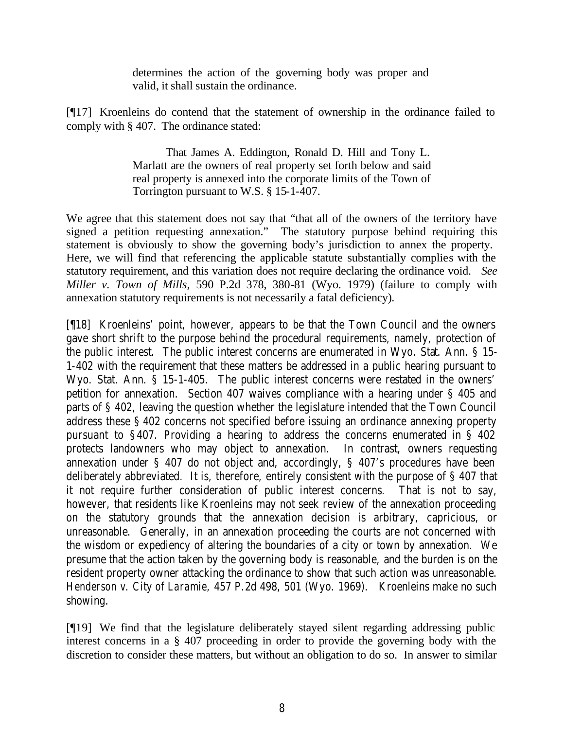> determines the action of the governing body was proper and valid, it shall sustain the ordinance.

[¶17] Kroenleins do contend that the statement of ownership in the ordinance failed to comply with § 407. The ordinance stated:

> That James A. Eddington, Ronald D. Hill and Tony L. Marlatt are the owners of real property set forth below and said real property is annexed into the corporate limits of the Town of Torrington pursuant to W.S. § 15-1-407.

We agree that this statement does not say that "that all of the owners of the territory have signed a petition requesting annexation." The statutory purpose behind requiring this statement is obviously to show the governing body's jurisdiction to annex the property. Here, we will find that referencing the applicable statute substantially complies with the statutory requirement, and this variation does not require declaring the ordinance void. *See Miller v. Town of Mills*, 590 P.2d 378, 380-81 (Wyo. 1979) (failure to comply with annexation statutory requirements is not necessarily a fatal deficiency).

[¶18] Kroenleins' point, however, appears to be that the Town Council and the owners gave short shrift to the purpose behind the procedural requirements, namely, protection of the public interest. The public interest concerns are enumerated in Wyo. Stat. Ann. § 15-1-402 with the requirement that these matters be addressed in a public hearing pursuant to Wyo. Stat. Ann. § 15-1-405. The public interest concerns were restated in the owners' petition for annexation. Section 407 waives compliance with a hearing under § 405 and parts of § 402, leaving the question whether the legislature intended that the Town Council address these § 402 concerns not specified before issuing an ordinance annexing property pursuant to §407. Providing a hearing to address the concerns enumerated in § 402 protects landowners who may object to annexation. In contrast, owners requesting annexation under § 407 do not object and, accordingly, § 407's procedures have been deliberately abbreviated. It is, therefore, entirely consistent with the purpose of § 407 that it not require further consideration of public interest concerns. That is not to say, however, that residents like Kroenleins may not seek review of the annexation proceeding on the statutory grounds that the annexation decision is arbitrary, capricious, or unreasonable. Generally, in an annexation proceeding the courts are not concerned with the wisdom or expediency of altering the boundaries of a city or town by annexation. We presume that the action taken by the governing body is reasonable, and the burden is on the resident property owner attacking the ordinance to show that such action was unreasonable. *Henderson v. City of Laramie*, 457 P.2d 498, 501 (Wyo. 1969). Kroenleins make no such showing.

[¶19] We find that the legislature deliberately stayed silent regarding addressing public interest concerns in a § 407 proceeding in order to provide the governing body with the discretion to consider these matters, but without an obligation to do so. In answer to similar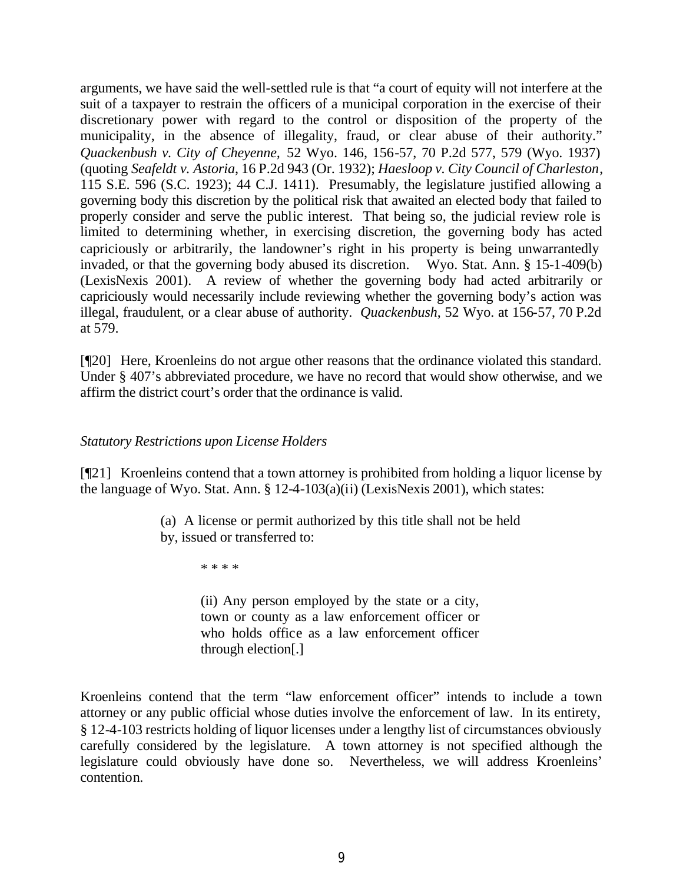arguments, we have said the well-settled rule is that "a court of equity will not interfere at the suit of a taxpayer to restrain the officers of a municipal corporation in the exercise of their discretionary power with regard to the control or disposition of the property of the municipality, in the absence of illegality, fraud, or clear abuse of their authority." *Quackenbush v. City of Cheyenne*, 52 Wyo. 146, 156-57, 70 P.2d 577, 579 (Wyo. 1937) (quoting *Seafeldt v. Astoria*, 16 P.2d 943 (Or. 1932); *Haesloop v. City Council of Charleston*, 115 S.E. 596 (S.C. 1923); 44 C.J. 1411). Presumably, the legislature justified allowing a governing body this discretion by the political risk that awaited an elected body that failed to properly consider and serve the public interest. That being so, the judicial review role is limited to determining whether, in exercising discretion, the governing body has acted capriciously or arbitrarily, the landowner's right in his property is being unwarrantedly invaded, or that the governing body abused its discretion. Wyo. Stat. Ann. § 15-1-409(b) (LexisNexis 2001). A review of whether the governing body had acted arbitrarily or capriciously would necessarily include reviewing whether the governing body's action was illegal, fraudulent, or a clear abuse of authority. *Quackenbush*, 52 Wyo. at 156-57, 70 P.2d at 579.

[¶20] Here, Kroenleins do not argue other reasons that the ordinance violated this standard. Under § 407's abbreviated procedure, we have no record that would show otherwise, and we affirm the district court's order that the ordinance is valid.

*Statutory Restrictions upon License Holders*

[¶21] Kroenleins contend that a town attorney is prohibited from holding a liquor license by the language of Wyo. Stat. Ann. § 12-4-103(a)(ii) (LexisNexis 2001), which states:

> (a) A license or permit authorized by this title shall not be held by, issued or transferred to:
>
> \* \* \* \*
>
> (ii) Any person employed by the state or a city, town or county as a law enforcement officer or who holds office as a law enforcement officer through election[.]

Kroenleins contend that the term "law enforcement officer" intends to include a town attorney or any public official whose duties involve the enforcement of law. In its entirety, § 12-4-103 restricts holding of liquor licenses under a lengthy list of circumstances obviously carefully considered by the legislature. A town attorney is not specified although the legislature could obviously have done so. Nevertheless, we will address Kroenleins' contention.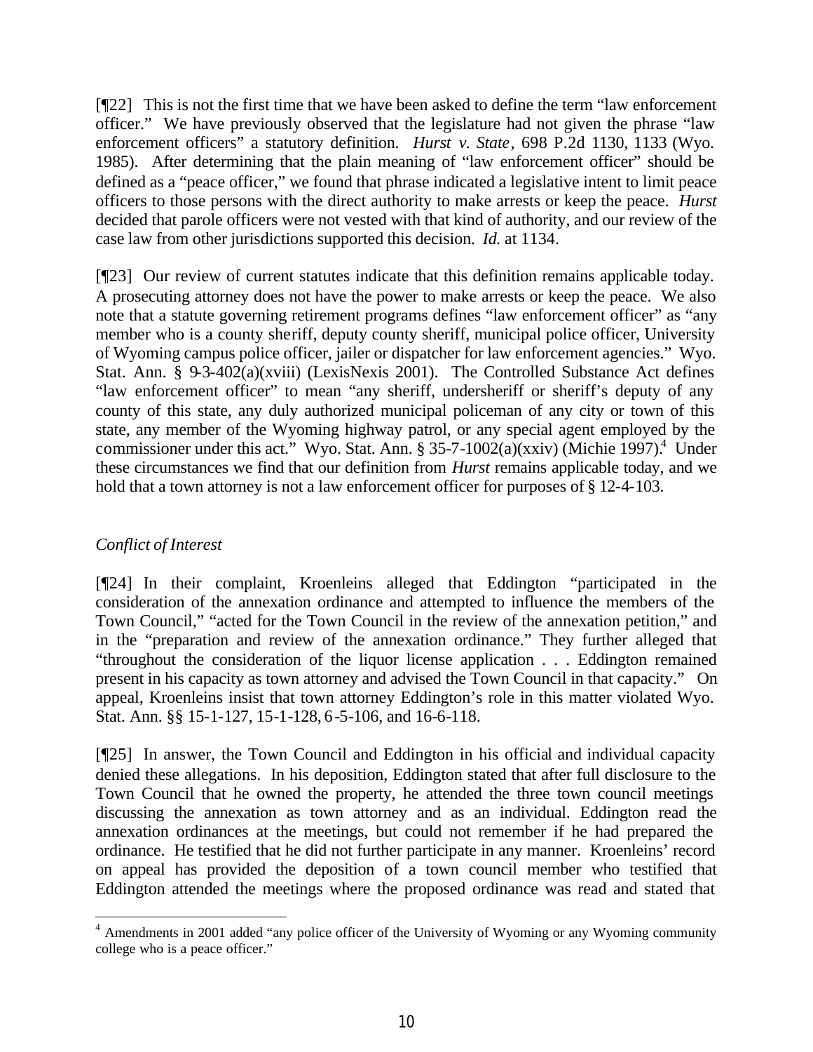[¶22] This is not the first time that we have been asked to define the term "law enforcement officer." We have previously observed that the legislature had not given the phrase "law enforcement officers" a statutory definition. *Hurst v. State*, 698 P.2d 1130, 1133 (Wyo. 1985). After determining that the plain meaning of "law enforcement officer" should be defined as a "peace officer," we found that phrase indicated a legislative intent to limit peace officers to those persons with the direct authority to make arrests or keep the peace. *Hurst* decided that parole officers were not vested with that kind of authority, and our review of the case law from other jurisdictions supported this decision. *Id.* at 1134.

[¶23] Our review of current statutes indicate that this definition remains applicable today. A prosecuting attorney does not have the power to make arrests or keep the peace. We also note that a statute governing retirement programs defines "law enforcement officer" as "any member who is a county sheriff, deputy county sheriff, municipal police officer, University of Wyoming campus police officer, jailer or dispatcher for law enforcement agencies." Wyo. Stat. Ann. § 9-3-402(a)(xviii) (LexisNexis 2001). The Controlled Substance Act defines "law enforcement officer" to mean "any sheriff, undersheriff or sheriff's deputy of any county of this state, any duly authorized municipal policeman of any city or town of this state, any member of the Wyoming highway patrol, or any special agent employed by the commissioner under this act." Wyo. Stat. Ann. § 35-7-1002(a)(xxiv) (Michie 1997).[4] Under these circumstances we find that our definition from *Hurst* remains applicable today, and we hold that a town attorney is not a law enforcement officer for purposes of § 12-4-103.

*Conflict of Interest*

[¶24] In their complaint, Kroenleins alleged that Eddington "participated in the consideration of the annexation ordinance and attempted to influence the members of the Town Council," "acted for the Town Council in the review of the annexation petition," and in the "preparation and review of the annexation ordinance." They further alleged that "throughout the consideration of the liquor license application . . . Eddington remained present in his capacity as town attorney and advised the Town Council in that capacity." On appeal, Kroenleins insist that town attorney Eddington's role in this matter violated Wyo. Stat. Ann. §§ 15-1-127, 15-1-128, 6-5-106, and 16-6-118.

[¶25] In answer, the Town Council and Eddington in his official and individual capacity denied these allegations. In his deposition, Eddington stated that after full disclosure to the Town Council that he owned the property, he attended the three town council meetings discussing the annexation as town attorney and as an individual. Eddington read the annexation ordinances at the meetings, but could not remember if he had prepared the ordinance. He testified that he did not further participate in any manner. Kroenleins' record on appeal has provided the deposition of a town council member who testified that Eddington attended the meetings where the proposed ordinance was read and stated that

---

[4] Amendments in 2001 added "any police officer of the University of Wyoming or any Wyoming community college who is a peace officer."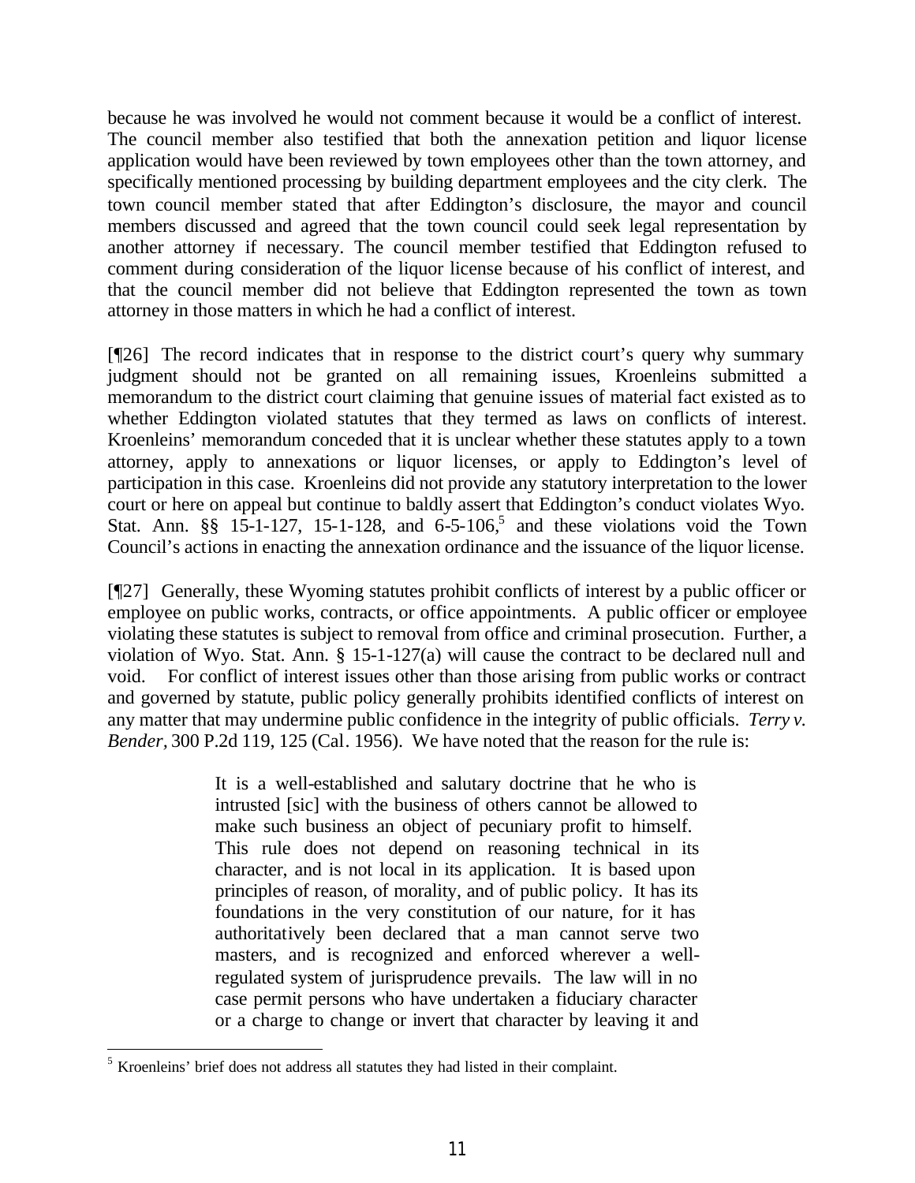because he was involved he would not comment because it would be a conflict of interest. The council member also testified that both the annexation petition and liquor license application would have been reviewed by town employees other than the town attorney, and specifically mentioned processing by building department employees and the city clerk. The town council member stated that after Eddington's disclosure, the mayor and council members discussed and agreed that the town council could seek legal representation by another attorney if necessary. The council member testified that Eddington refused to comment during consideration of the liquor license because of his conflict of interest, and that the council member did not believe that Eddington represented the town as town attorney in those matters in which he had a conflict of interest.

[¶26] The record indicates that in response to the district court's query why summary judgment should not be granted on all remaining issues, Kroenleins submitted a memorandum to the district court claiming that genuine issues of material fact existed as to whether Eddington violated statutes that they termed as laws on conflicts of interest. Kroenleins' memorandum conceded that it is unclear whether these statutes apply to a town attorney, apply to annexations or liquor licenses, or apply to Eddington's level of participation in this case. Kroenleins did not provide any statutory interpretation to the lower court or here on appeal but continue to baldly assert that Eddington's conduct violates Wyo. Stat. Ann. §§ 15-1-127, 15-1-128, and 6-5-106,[5] and these violations void the Town Council's actions in enacting the annexation ordinance and the issuance of the liquor license.

[¶27] Generally, these Wyoming statutes prohibit conflicts of interest by a public officer or employee on public works, contracts, or office appointments. A public officer or employee violating these statutes is subject to removal from office and criminal prosecution. Further, a violation of Wyo. Stat. Ann. § 15-1-127(a) will cause the contract to be declared null and void. For conflict of interest issues other than those arising from public works or contract and governed by statute, public policy generally prohibits identified conflicts of interest on any matter that may undermine public confidence in the integrity of public officials. *Terry v. Bender*, 300 P.2d 119, 125 (Cal. 1956). We have noted that the reason for the rule is:

> It is a well-established and salutary doctrine that he who is intrusted [sic] with the business of others cannot be allowed to make such business an object of pecuniary profit to himself. This rule does not depend on reasoning technical in its character, and is not local in its application. It is based upon principles of reason, of morality, and of public policy. It has its foundations in the very constitution of our nature, for it has authoritatively been declared that a man cannot serve two masters, and is recognized and enforced wherever a well-regulated system of jurisprudence prevails. The law will in no case permit persons who have undertaken a fiduciary character or a charge to change or invert that character by leaving it and

---

[5] Kroenleins' brief does not address all statutes they had listed in their complaint.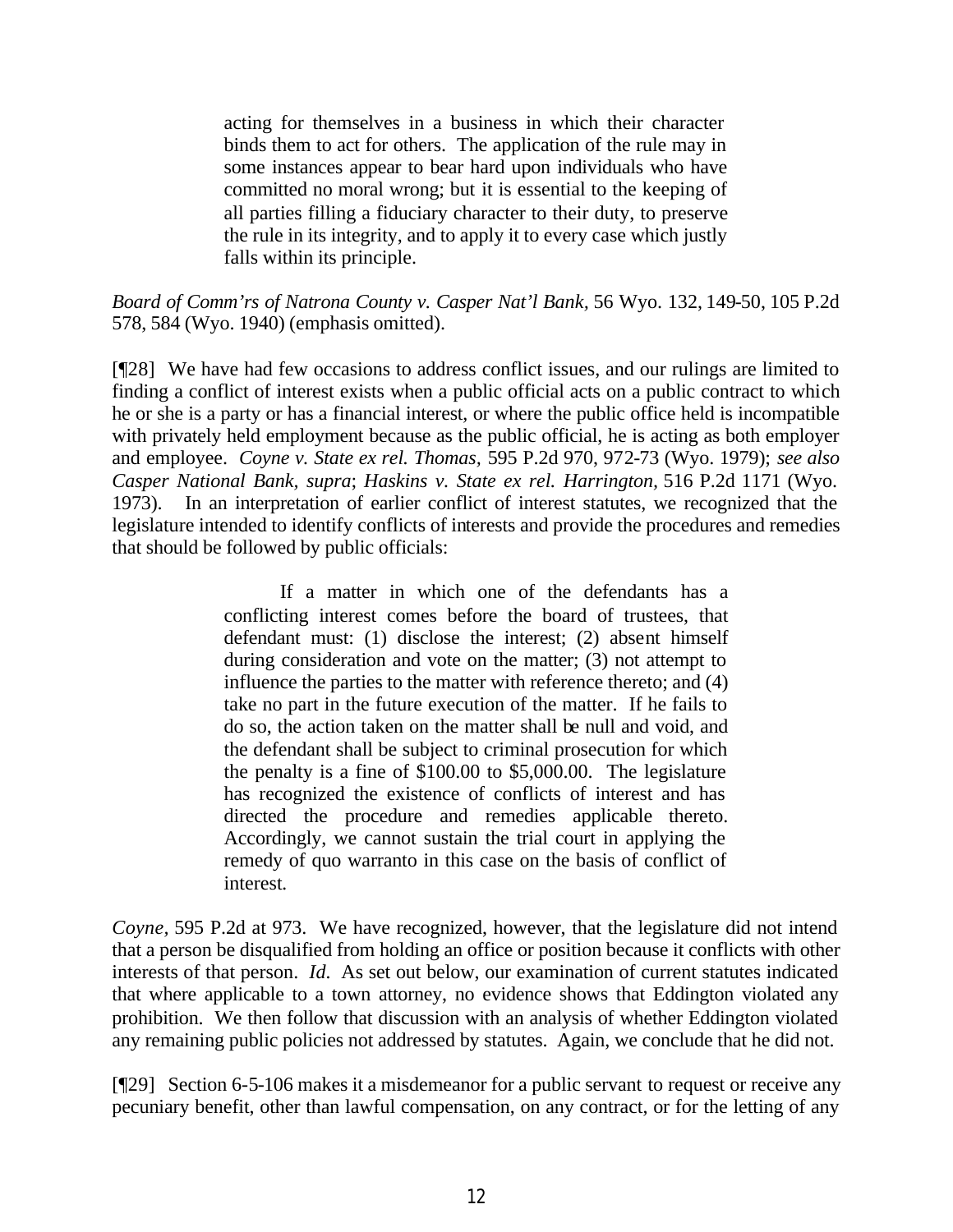> acting for themselves in a business in which their character binds them to act for others. The application of the rule may in some instances appear to bear hard upon individuals who have committed no moral wrong; but it is essential to the keeping of all parties filling a fiduciary character to their duty, to preserve the rule in its integrity, and to apply it to every case which justly falls within its principle.

*Board of Comm'rs of Natrona County v. Casper Nat'l Bank,* 56 Wyo. 132, 149-50, 105 P.2d 578, 584 (Wyo. 1940) (emphasis omitted).

[¶28] We have had few occasions to address conflict issues, and our rulings are limited to finding a conflict of interest exists when a public official acts on a public contract to which he or she is a party or has a financial interest, or where the public office held is incompatible with privately held employment because as the public official, he is acting as both employer and employee. *Coyne v. State ex rel. Thomas,* 595 P.2d 970, 972-73 (Wyo. 1979); *see also Casper National Bank, supra*; *Haskins v. State ex rel. Harrington,* 516 P.2d 1171 (Wyo. 1973). In an interpretation of earlier conflict of interest statutes, we recognized that the legislature intended to identify conflicts of interests and provide the procedures and remedies that should be followed by public officials:

> If a matter in which one of the defendants has a conflicting interest comes before the board of trustees, that defendant must: (1) disclose the interest; (2) absent himself during consideration and vote on the matter; (3) not attempt to influence the parties to the matter with reference thereto; and (4) take no part in the future execution of the matter. If he fails to do so, the action taken on the matter shall be null and void, and the defendant shall be subject to criminal prosecution for which the penalty is a fine of $100.00 to $5,000.00. The legislature has recognized the existence of conflicts of interest and has directed the procedure and remedies applicable thereto. Accordingly, we cannot sustain the trial court in applying the remedy of quo warranto in this case on the basis of conflict of interest.

*Coyne,* 595 P.2d at 973. We have recognized, however, that the legislature did not intend that a person be disqualified from holding an office or position because it conflicts with other interests of that person. *Id.* As set out below, our examination of current statutes indicated that where applicable to a town attorney, no evidence shows that Eddington violated any prohibition. We then follow that discussion with an analysis of whether Eddington violated any remaining public policies not addressed by statutes. Again, we conclude that he did not.

[¶29] Section 6-5-106 makes it a misdemeanor for a public servant to request or receive any pecuniary benefit, other than lawful compensation, on any contract, or for the letting of any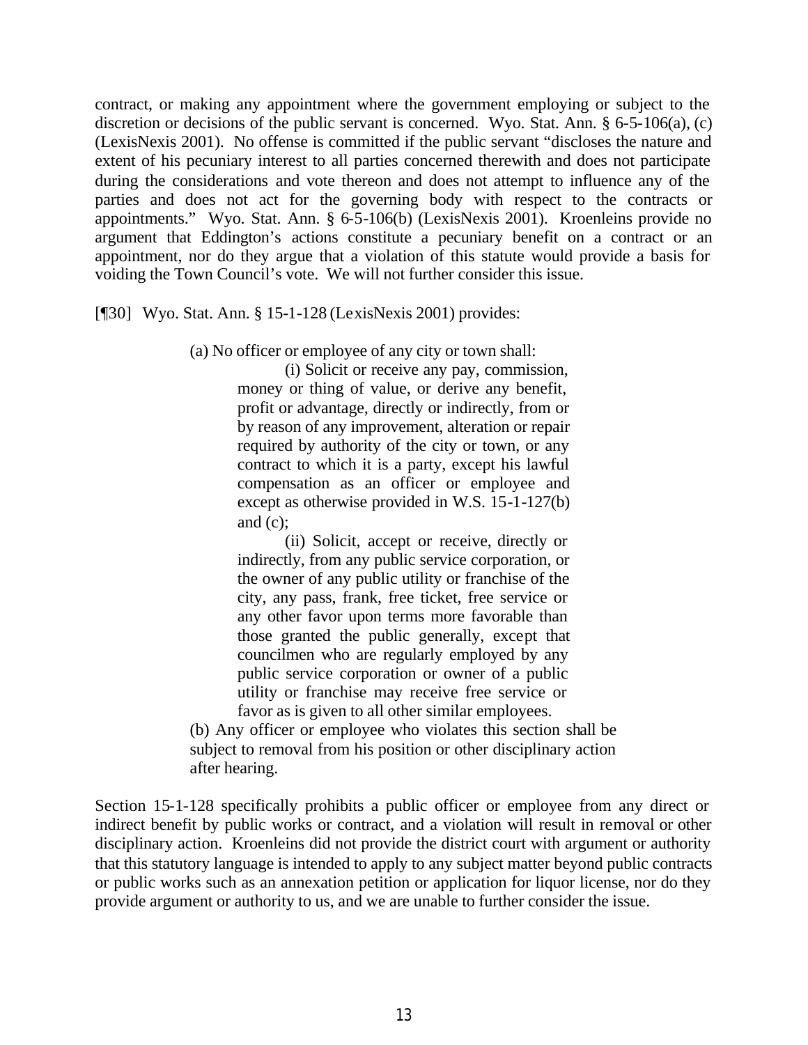contract, or making any appointment where the government employing or subject to the discretion or decisions of the public servant is concerned. Wyo. Stat. Ann. § 6-5-106(a), (c) (LexisNexis 2001). No offense is committed if the public servant "discloses the nature and extent of his pecuniary interest to all parties concerned therewith and does not participate during the considerations and vote thereon and does not attempt to influence any of the parties and does not act for the governing body with respect to the contracts or appointments." Wyo. Stat. Ann. § 6-5-106(b) (LexisNexis 2001). Kroenleins provide no argument that Eddington's actions constitute a pecuniary benefit on a contract or an appointment, nor do they argue that a violation of this statute would provide a basis for voiding the Town Council's vote. We will not further consider this issue.

[¶30] Wyo. Stat. Ann. § 15-1-128 (LexisNexis 2001) provides:

> (a) No officer or employee of any city or town shall:
>
> > (i) Solicit or receive any pay, commission, money or thing of value, or derive any benefit, profit or advantage, directly or indirectly, from or by reason of any improvement, alteration or repair required by authority of the city or town, or any contract to which it is a party, except his lawful compensation as an officer or employee and except as otherwise provided in W.S. 15-1-127(b) and (c);
> >
> > (ii) Solicit, accept or receive, directly or indirectly, from any public service corporation, or the owner of any public utility or franchise of the city, any pass, frank, free ticket, free service or any other favor upon terms more favorable than those granted the public generally, except that councilmen who are regularly employed by any public service corporation or owner of a public utility or franchise may receive free service or favor as is given to all other similar employees.
>
> (b) Any officer or employee who violates this section shall be subject to removal from his position or other disciplinary action after hearing.

Section 15-1-128 specifically prohibits a public officer or employee from any direct or indirect benefit by public works or contract, and a violation will result in removal or other disciplinary action. Kroenleins did not provide the district court with argument or authority that this statutory language is intended to apply to any subject matter beyond public contracts or public works such as an annexation petition or application for liquor license, nor do they provide argument or authority to us, and we are unable to further consider the issue.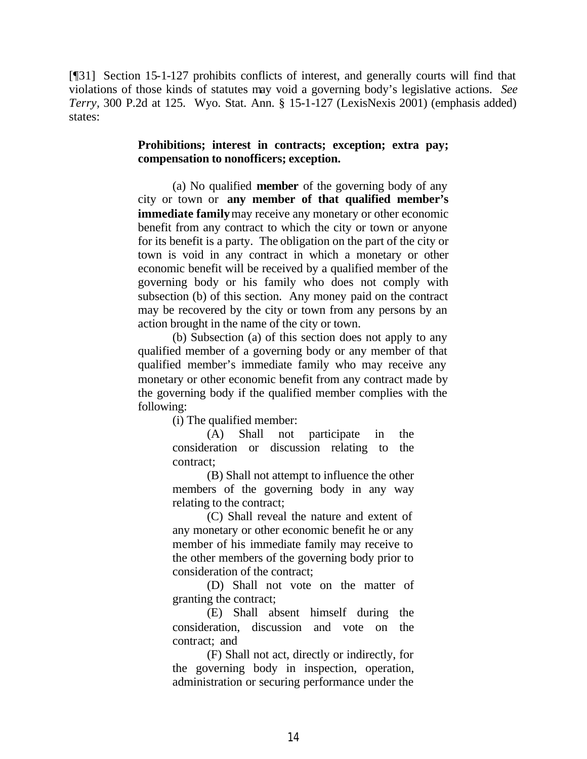[¶31] Section 15-1-127 prohibits conflicts of interest, and generally courts will find that violations of those kinds of statutes may void a governing body's legislative actions. *See Terry*, 300 P.2d at 125. Wyo. Stat. Ann. § 15-1-127 (LexisNexis 2001) (emphasis added) states:

> **Prohibitions; interest in contracts; exception; extra pay; compensation to nonofficers; exception.**
>
> (a) No qualified **member** of the governing body of any city or town or **any member of that qualified member's immediate family** may receive any monetary or other economic benefit from any contract to which the city or town or anyone for its benefit is a party. The obligation on the part of the city or town is void in any contract in which a monetary or other economic benefit will be received by a qualified member of the governing body or his family who does not comply with subsection (b) of this section. Any money paid on the contract may be recovered by the city or town from any persons by an action brought in the name of the city or town.
>
> (b) Subsection (a) of this section does not apply to any qualified member of a governing body or any member of that qualified member's immediate family who may receive any monetary or other economic benefit from any contract made by the governing body if the qualified member complies with the following:
>
> (i) The qualified member:
>
> (A) Shall not participate in the consideration or discussion relating to the contract;
>
> (B) Shall not attempt to influence the other members of the governing body in any way relating to the contract;
>
> (C) Shall reveal the nature and extent of any monetary or other economic benefit he or any member of his immediate family may receive to the other members of the governing body prior to consideration of the contract;
>
> (D) Shall not vote on the matter of granting the contract;
>
> (E) Shall absent himself during the consideration, discussion and vote on the contract; and
>
> (F) Shall not act, directly or indirectly, for the governing body in inspection, operation, administration or securing performance under the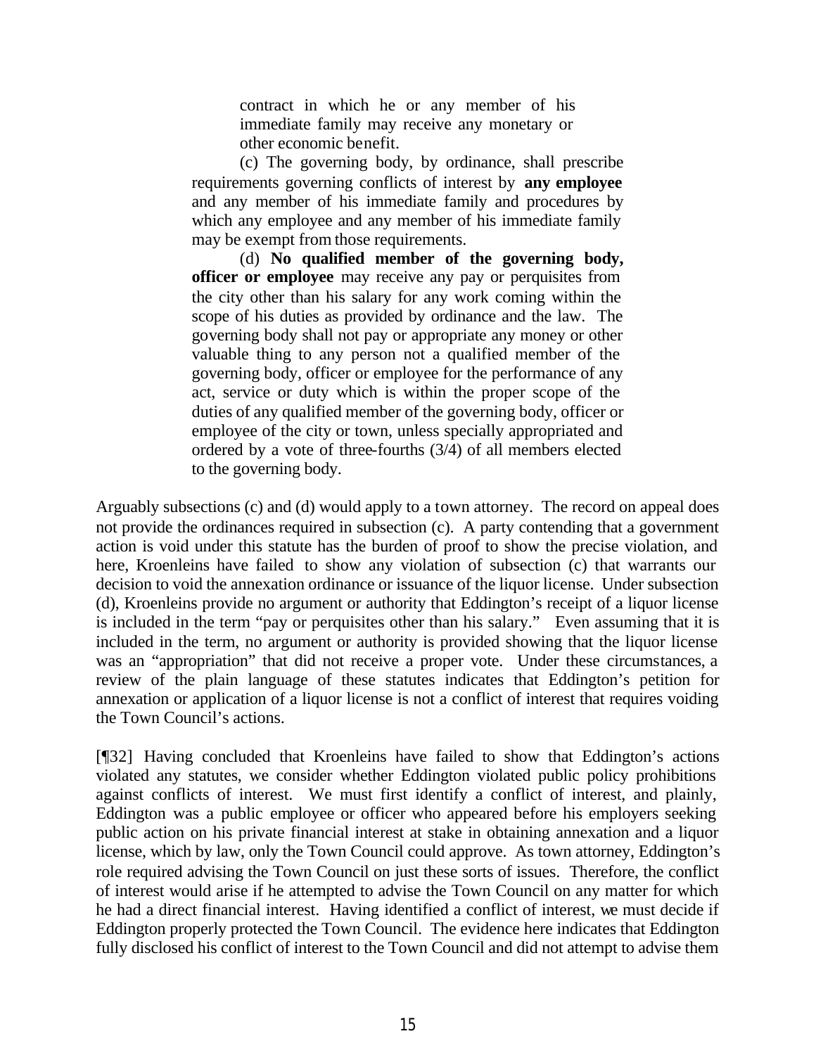> contract in which he or any member of his immediate family may receive any monetary or other economic benefit.
>
> (c) The governing body, by ordinance, shall prescribe requirements governing conflicts of interest by **any employee** and any member of his immediate family and procedures by which any employee and any member of his immediate family may be exempt from those requirements.
>
> (d) **No qualified member of the governing body, officer or employee** may receive any pay or perquisites from the city other than his salary for any work coming within the scope of his duties as provided by ordinance and the law. The governing body shall not pay or appropriate any money or other valuable thing to any person not a qualified member of the governing body, officer or employee for the performance of any act, service or duty which is within the proper scope of the duties of any qualified member of the governing body, officer or employee of the city or town, unless specially appropriated and ordered by a vote of three-fourths (3/4) of all members elected to the governing body.

Arguably subsections (c) and (d) would apply to a town attorney. The record on appeal does not provide the ordinances required in subsection (c). A party contending that a government action is void under this statute has the burden of proof to show the precise violation, and here, Kroenleins have failed to show any violation of subsection (c) that warrants our decision to void the annexation ordinance or issuance of the liquor license. Under subsection (d), Kroenleins provide no argument or authority that Eddington's receipt of a liquor license is included in the term "pay or perquisites other than his salary." Even assuming that it is included in the term, no argument or authority is provided showing that the liquor license was an "appropriation" that did not receive a proper vote. Under these circumstances, a review of the plain language of these statutes indicates that Eddington's petition for annexation or application of a liquor license is not a conflict of interest that requires voiding the Town Council's actions.

[¶32] Having concluded that Kroenleins have failed to show that Eddington's actions violated any statutes, we consider whether Eddington violated public policy prohibitions against conflicts of interest. We must first identify a conflict of interest, and plainly, Eddington was a public employee or officer who appeared before his employers seeking public action on his private financial interest at stake in obtaining annexation and a liquor license, which by law, only the Town Council could approve. As town attorney, Eddington's role required advising the Town Council on just these sorts of issues. Therefore, the conflict of interest would arise if he attempted to advise the Town Council on any matter for which he had a direct financial interest. Having identified a conflict of interest, we must decide if Eddington properly protected the Town Council. The evidence here indicates that Eddington fully disclosed his conflict of interest to the Town Council and did not attempt to advise them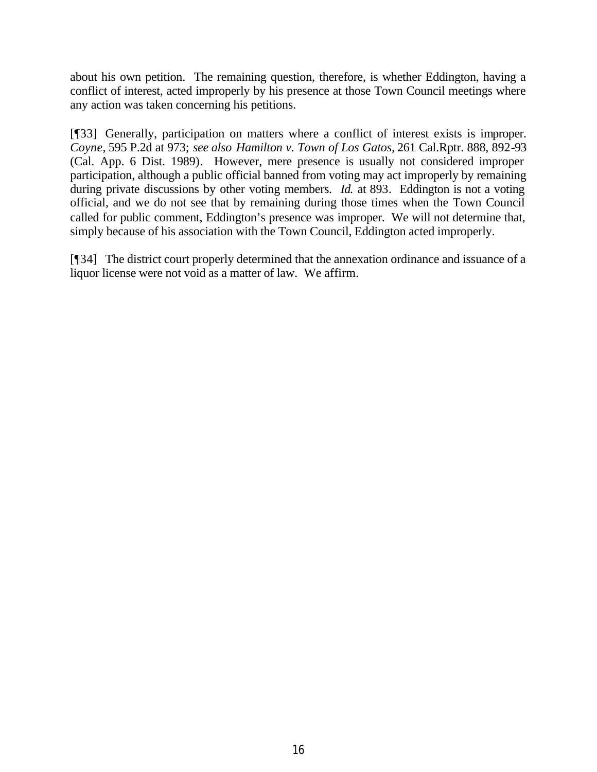about his own petition. The remaining question, therefore, is whether Eddington, having a conflict of interest, acted improperly by his presence at those Town Council meetings where any action was taken concerning his petitions.

[¶33] Generally, participation on matters where a conflict of interest exists is improper. *Coyne*, 595 P.2d at 973; *see also Hamilton v. Town of Los Gatos,* 261 Cal.Rptr. 888, 892-93 (Cal. App. 6 Dist. 1989). However, mere presence is usually not considered improper participation, although a public official banned from voting may act improperly by remaining during private discussions by other voting members. *Id.* at 893. Eddington is not a voting official, and we do not see that by remaining during those times when the Town Council called for public comment, Eddington's presence was improper. We will not determine that, simply because of his association with the Town Council, Eddington acted improperly.

[¶34] The district court properly determined that the annexation ordinance and issuance of a liquor license were not void as a matter of law. We affirm.